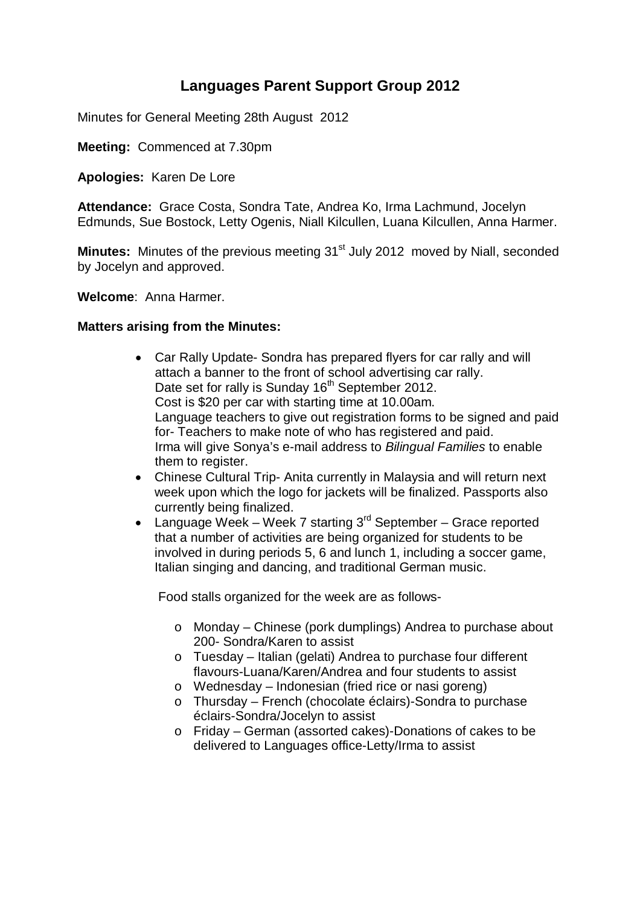# Languages Parent Support Group 2012

Minutes for General Meeting 28th August 2012

**Meeting:** Commenced at 7.30pm

**Apologies:** Karen De Lore

**Attendance:** Grace Costa, Sondra Tate, Andrea Ko, Irma Lachmund, Jocelyn Edmunds, Sue Bostock, Letty Ogenis, Niall Kilcullen, Luana Kilcullen, Anna Harmer.

**Minutes:** Minutes of the previous meeting 31st July 2012 moved by Niall, seconded by Jocelyn and approved.

**Welcome**: Anna Harmer.

**Matters arising from the Minutes:**

- Car Rally Update- Sondra has prepared flyers for car rally and will attach a banner to the front of school advertising car rally.
  Date set for rally is Sunday 16th September 2012.
  Cost is $20 per car with starting time at 10.00am.
  Language teachers to give out registration forms to be signed and paid for- Teachers to make note of who has registered and paid.
  Irma will give Sonya's e-mail address to *Bilingual Families* to enable them to register.
- Chinese Cultural Trip- Anita currently in Malaysia and will return next week upon which the logo for jackets will be finalized. Passports also currently being finalized.
- Language Week – Week 7 starting 3rd September – Grace reported that a number of activities are being organized for students to be involved in during periods 5, 6 and lunch 1, including a soccer game, Italian singing and dancing, and traditional German music.

  Food stalls organized for the week are as follows-

  - Monday – Chinese (pork dumplings) Andrea to purchase about 200- Sondra/Karen to assist
  - Tuesday – Italian (gelati) Andrea to purchase four different flavours-Luana/Karen/Andrea and four students to assist
  - Wednesday – Indonesian (fried rice or nasi goreng)
  - Thursday – French (chocolate éclairs)-Sondra to purchase éclairs-Sondra/Jocelyn to assist
  - Friday – German (assorted cakes)-Donations of cakes to be delivered to Languages office-Letty/Irma to assist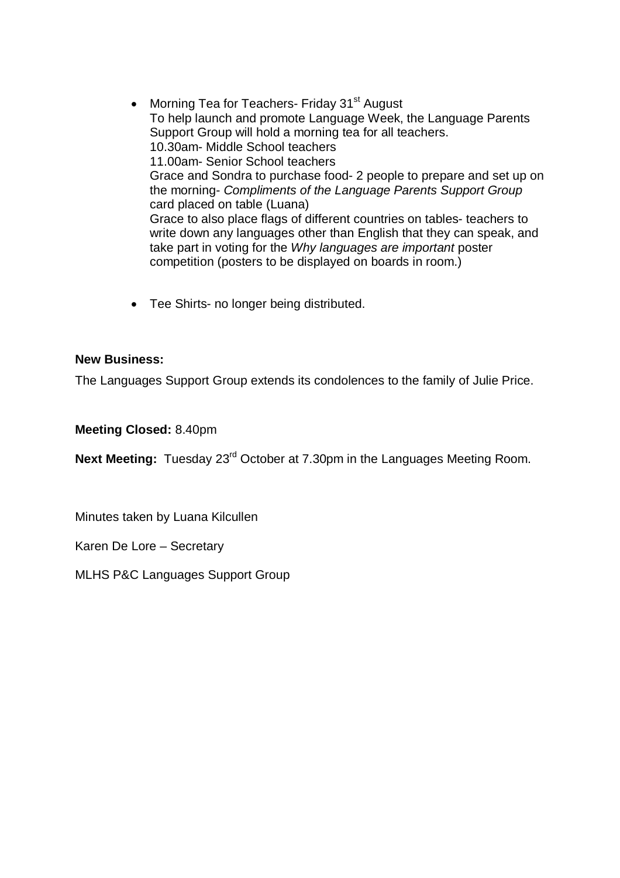- Morning Tea for Teachers- Friday 31st August
  To help launch and promote Language Week, the Language Parents Support Group will hold a morning tea for all teachers.
  10.30am- Middle School teachers
  11.00am- Senior School teachers
  Grace and Sondra to purchase food- 2 people to prepare and set up on the morning- *Compliments of the Language Parents Support Group* card placed on table (Luana)
  Grace to also place flags of different countries on tables- teachers to write down any languages other than English that they can speak, and take part in voting for the *Why languages are important* poster competition (posters to be displayed on boards in room.)

- Tee Shirts- no longer being distributed.

**New Business:**

The Languages Support Group extends its condolences to the family of Julie Price.

**Meeting Closed:** 8.40pm

**Next Meeting:** Tuesday 23rd October at 7.30pm in the Languages Meeting Room.

Minutes taken by Luana Kilcullen

Karen De Lore – Secretary

MLHS P&C Languages Support Group